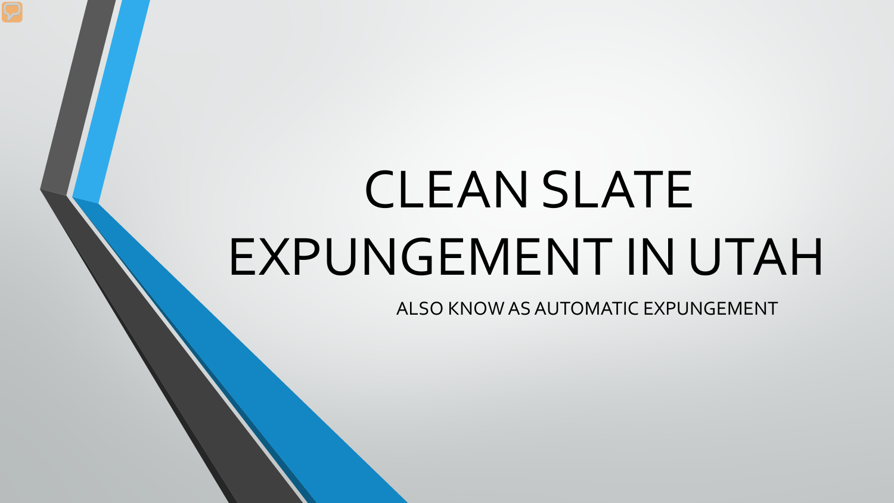# CLEAN SLATE EXPUNGEMENT IN UTAH

ALSO KNOW AS AUTOMATIC EXPUNGEMENT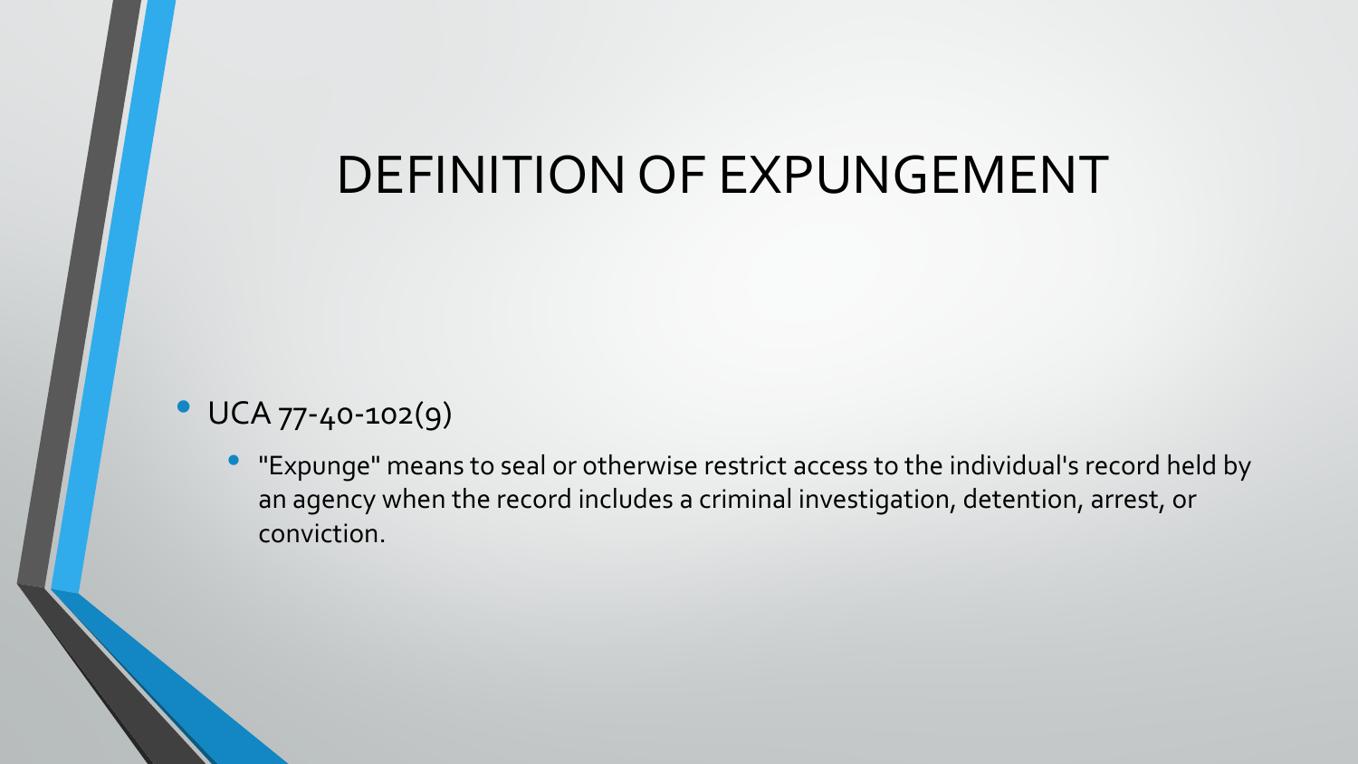# DEFINITION OF EXPUNGEMENT

- UCA 77-40-102(9)
  - "Expunge" means to seal or otherwise restrict access to the individual's record held by an agency when the record includes a criminal investigation, detention, arrest, or conviction.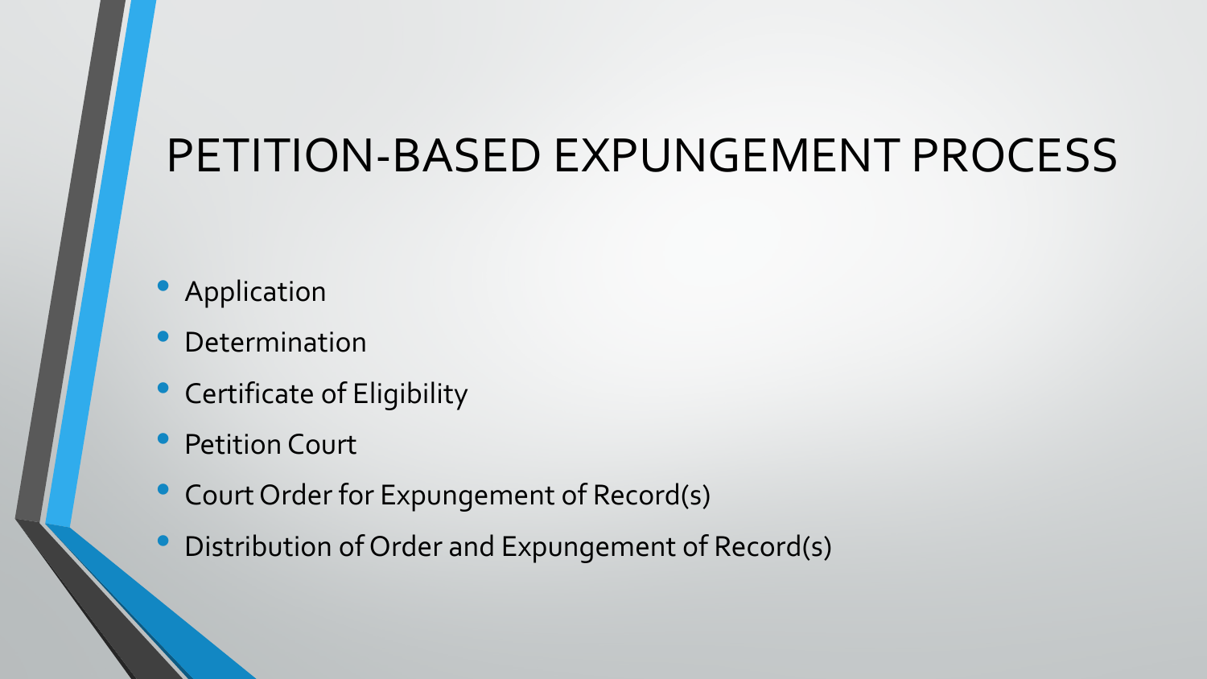# PETITION-BASED EXPUNGEMENT PROCESS

- Application
- Determination
- Certificate of Eligibility
- Petition Court
- Court Order for Expungement of Record(s)
- Distribution of Order and Expungement of Record(s)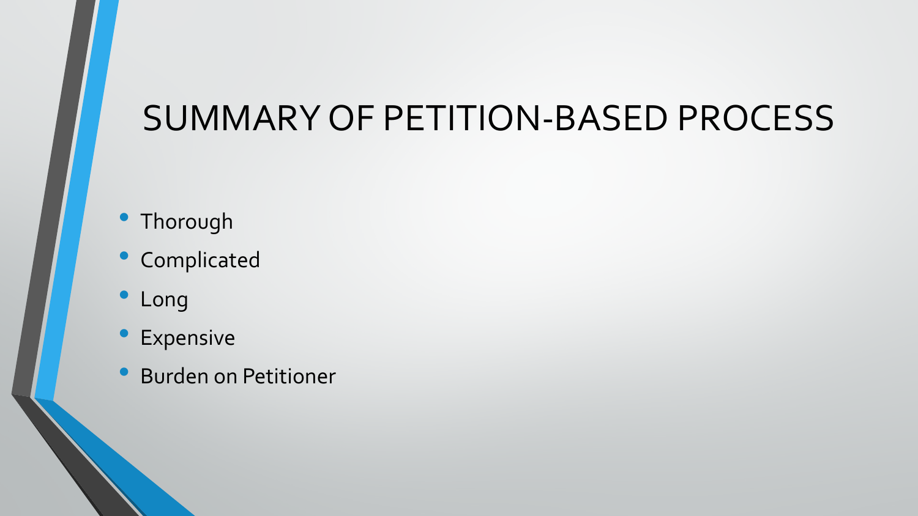# SUMMARY OF PETITION-BASED PROCESS

- Thorough
- Complicated
- Long
- Expensive
- Burden on Petitioner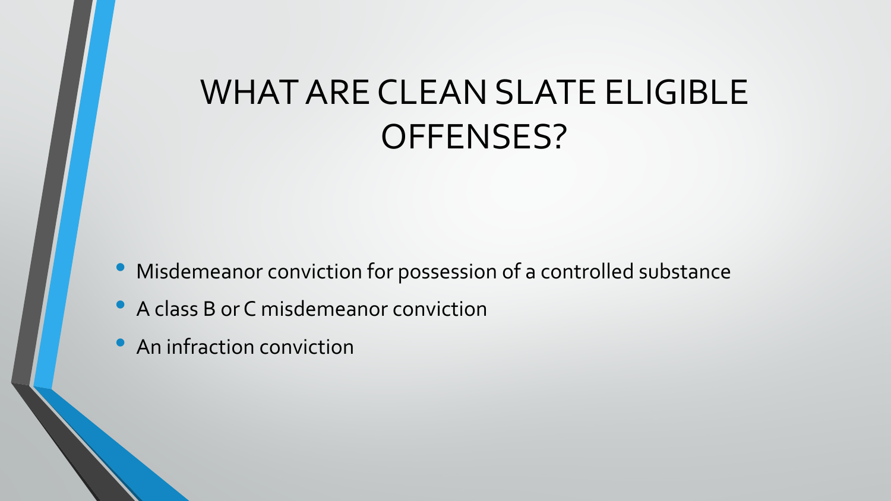# WHAT ARE CLEAN SLATE ELIGIBLE OFFENSES?

- Misdemeanor conviction for possession of a controlled substance
- A class B or C misdemeanor conviction
- An infraction conviction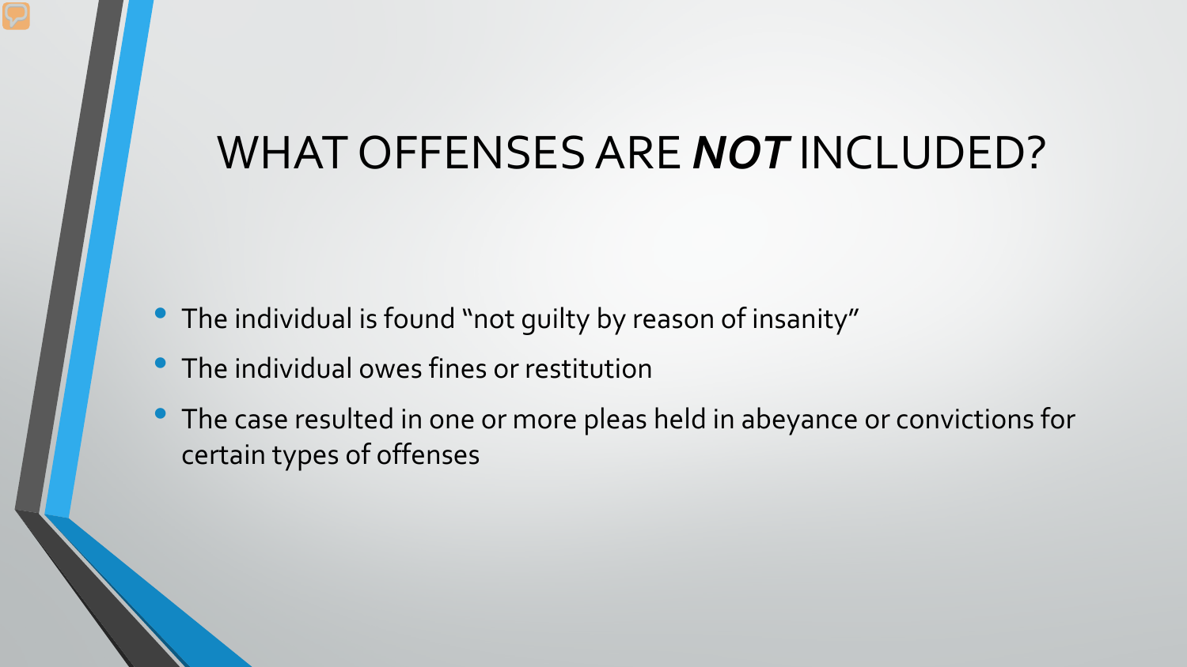# WHAT OFFENSES ARE ***NOT*** INCLUDED?

- The individual is found "not guilty by reason of insanity"
- The individual owes fines or restitution
- The case resulted in one or more pleas held in abeyance or convictions for certain types of offenses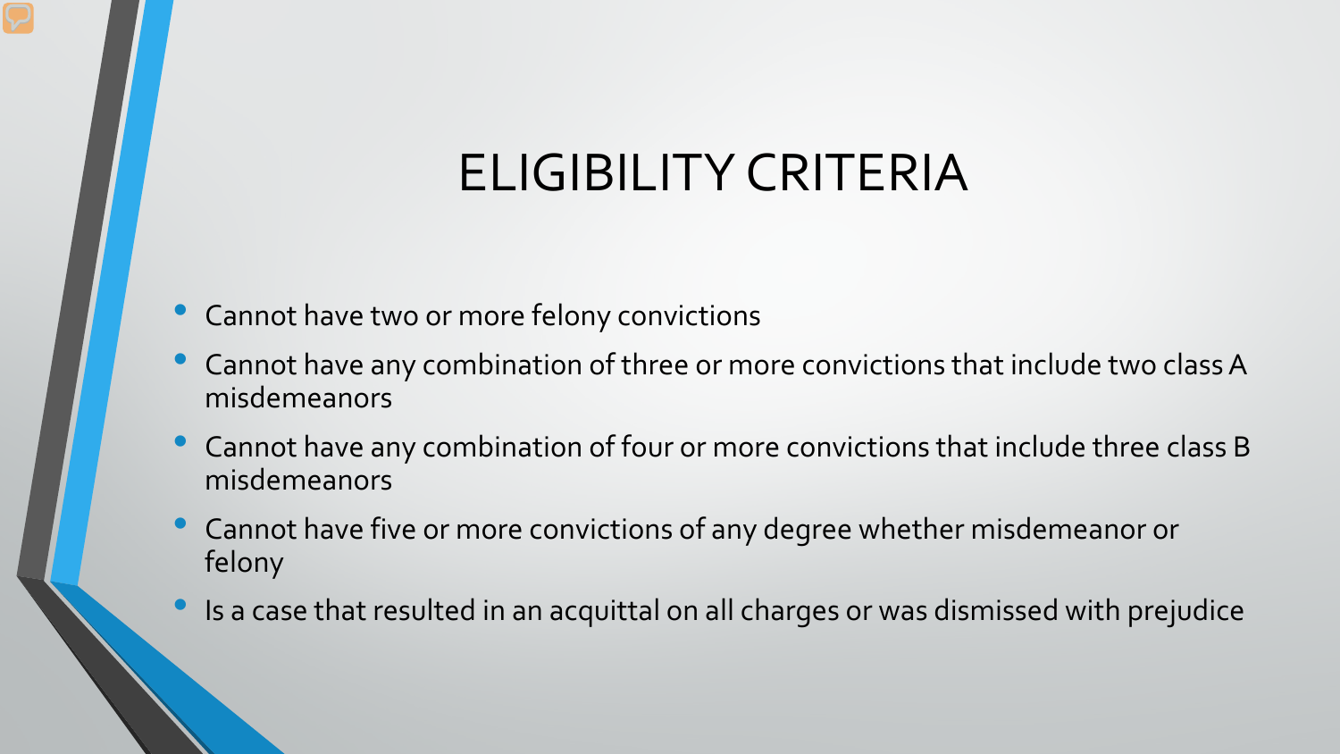# ELIGIBILITY CRITERIA

- Cannot have two or more felony convictions
- Cannot have any combination of three or more convictions that include two class A misdemeanors
- Cannot have any combination of four or more convictions that include three class B misdemeanors
- Cannot have five or more convictions of any degree whether misdemeanor or felony
- Is a case that resulted in an acquittal on all charges or was dismissed with prejudice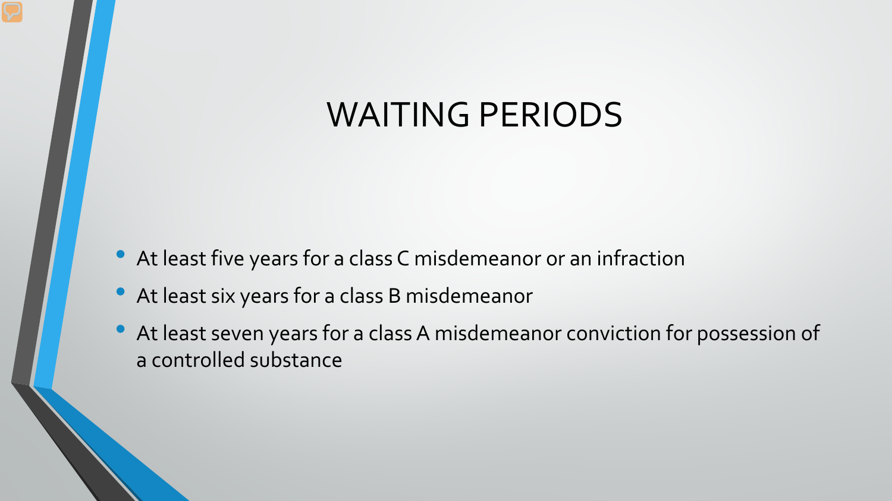# WAITING PERIODS

- At least five years for a class C misdemeanor or an infraction
- At least six years for a class B misdemeanor
- At least seven years for a class A misdemeanor conviction for possession of a controlled substance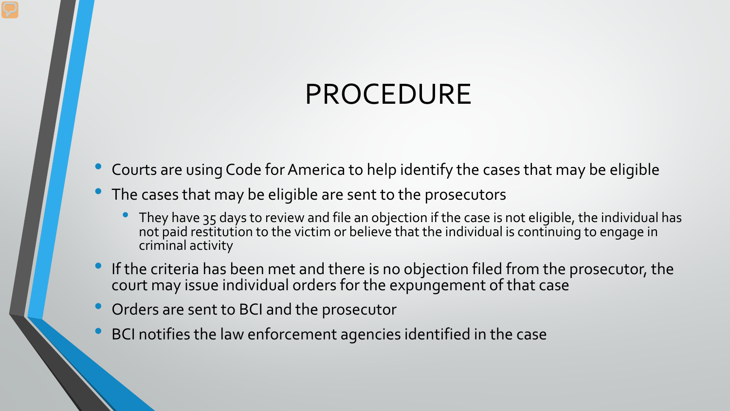# PROCEDURE

- Courts are using Code for America to help identify the cases that may be eligible
- The cases that may be eligible are sent to the prosecutors
  - They have 35 days to review and file an objection if the case is not eligible, the individual has not paid restitution to the victim or believe that the individual is continuing to engage in criminal activity
- If the criteria has been met and there is no objection filed from the prosecutor, the court may issue individual orders for the expungement of that case
- Orders are sent to BCI and the prosecutor
- BCI notifies the law enforcement agencies identified in the case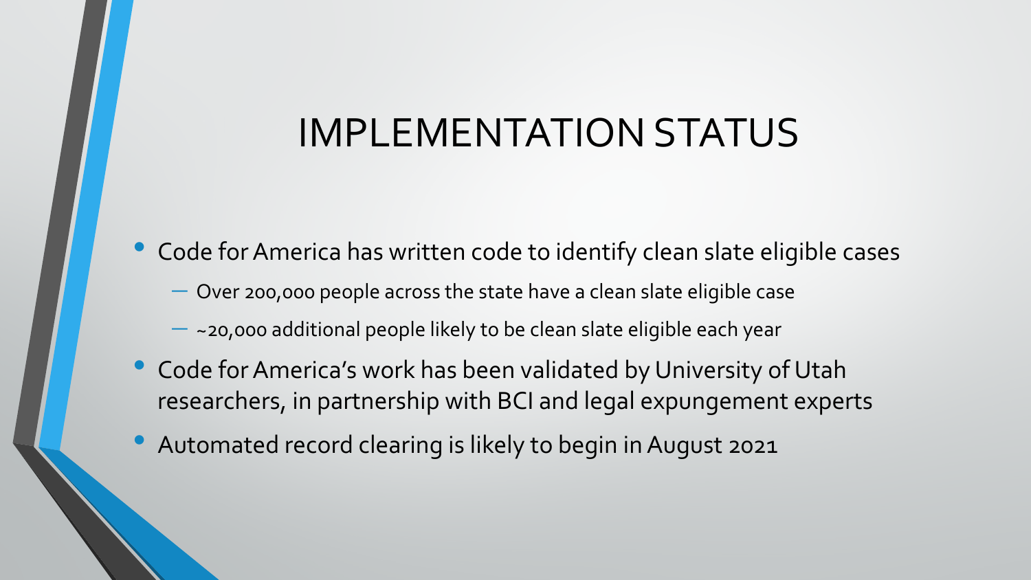# IMPLEMENTATION STATUS

- Code for America has written code to identify clean slate eligible cases
  - Over 200,000 people across the state have a clean slate eligible case
  - ~20,000 additional people likely to be clean slate eligible each year
- Code for America's work has been validated by University of Utah researchers, in partnership with BCI and legal expungement experts
- Automated record clearing is likely to begin in August 2021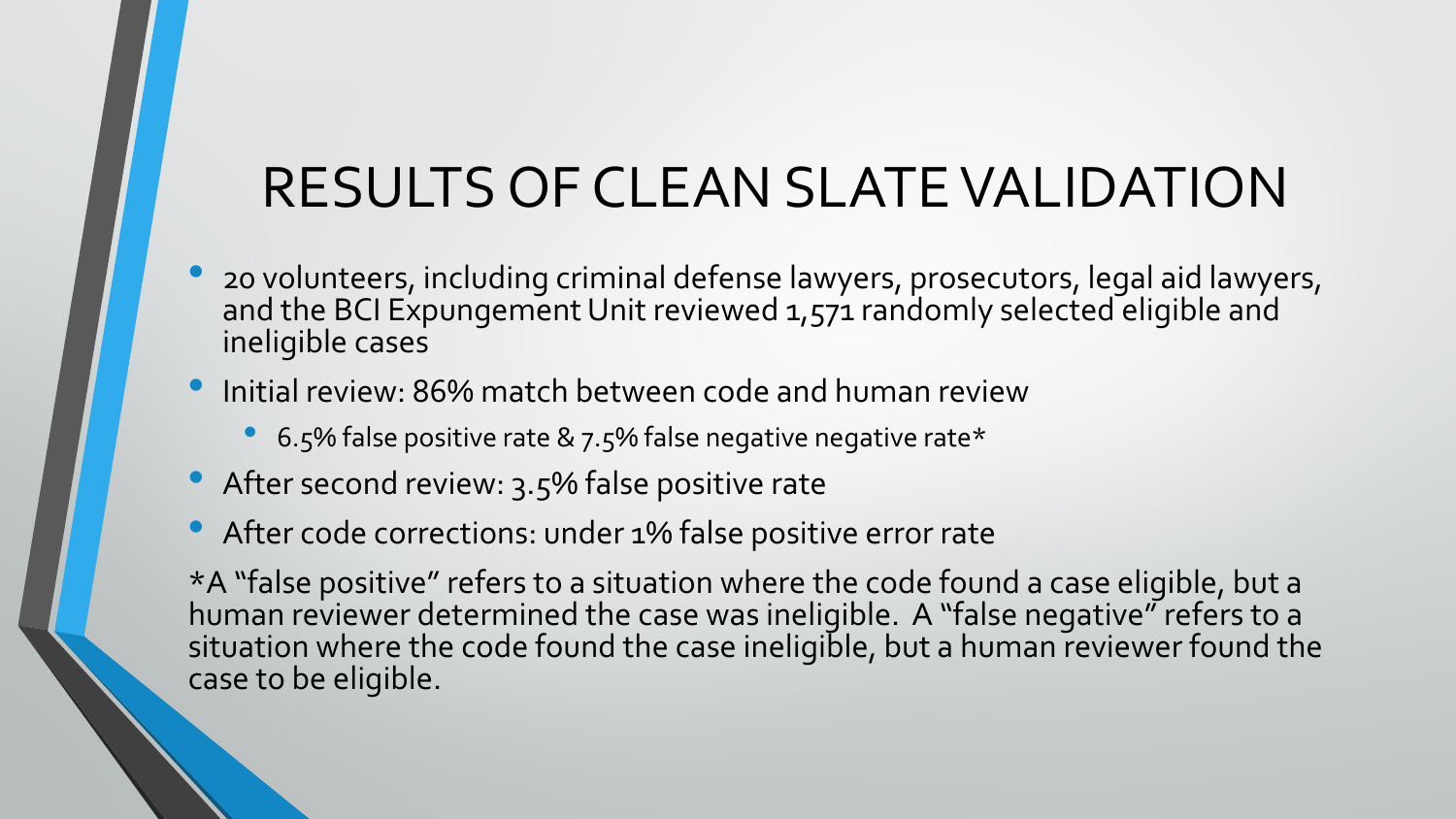# RESULTS OF CLEAN SLATE VALIDATION

- 20 volunteers, including criminal defense lawyers, prosecutors, legal aid lawyers, and the BCI Expungement Unit reviewed 1,571 randomly selected eligible and ineligible cases
- Initial review: 86% match between code and human review
  - 6.5% false positive rate & 7.5% false negative negative rate*
- After second review: 3.5% false positive rate
- After code corrections: under 1% false positive error rate

*A "false positive" refers to a situation where the code found a case eligible, but a human reviewer determined the case was ineligible. A "false negative" refers to a situation where the code found the case ineligible, but a human reviewer found the case to be eligible.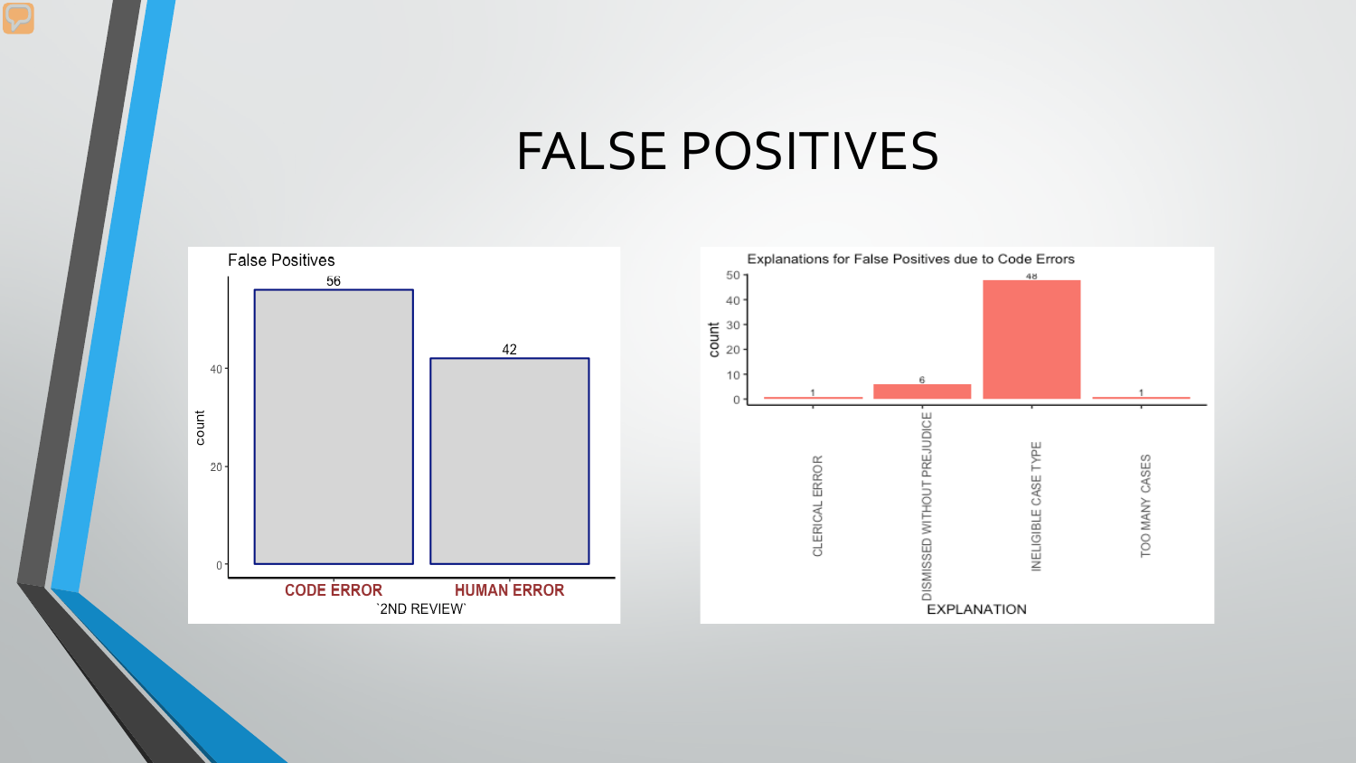# FALSE POSITIVES

False Positives

| `2ND REVIEW` | count |
|---|---|
| CODE ERROR | 56 |
| HUMAN ERROR | 42 |

Explanations for False Positives due to Code Errors

| EXPLANATION | count |
|---|---|
| CLERICAL ERROR | 1 |
| DISMISSED WITHOUT PREJUDICE | 6 |
| INELIGIBLE CASE TYPE | 48 |
| TOO MANY CASES | 1 |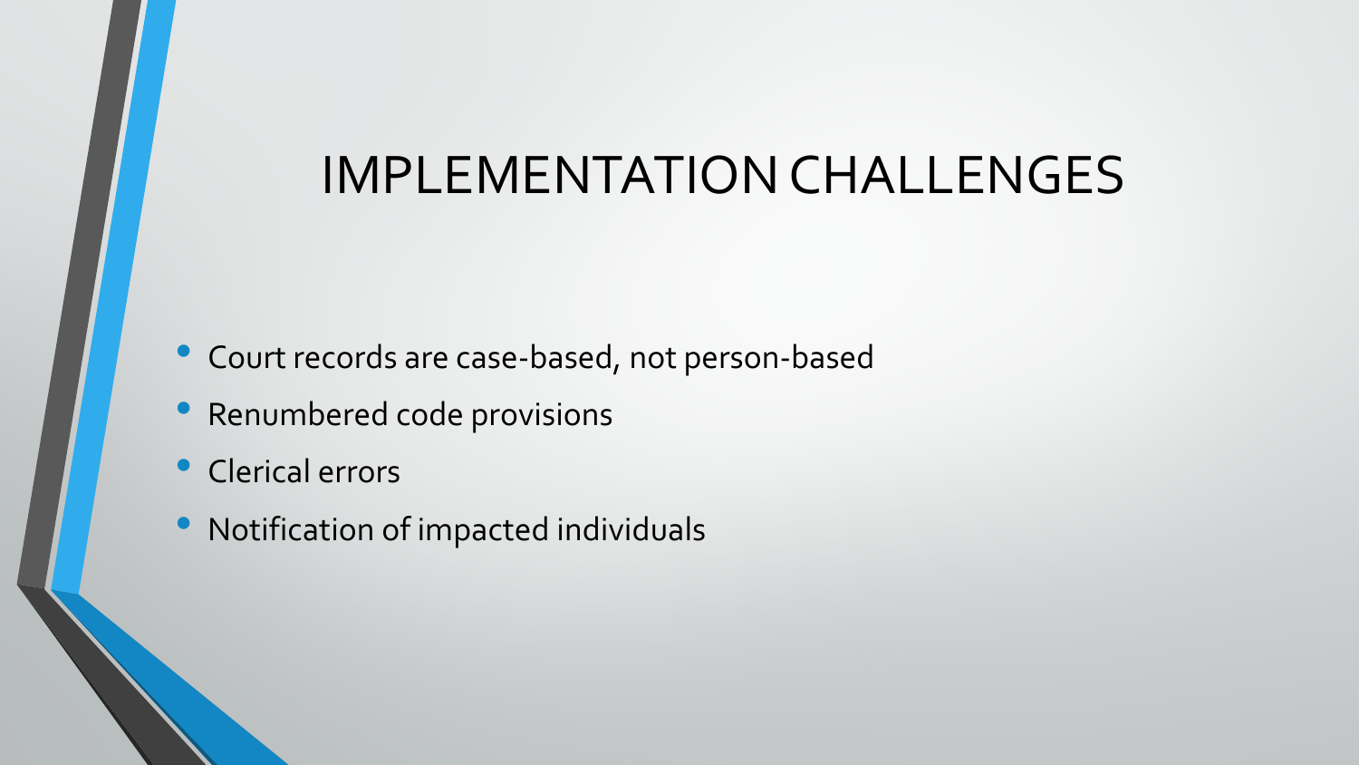# IMPLEMENTATION CHALLENGES

- Court records are case-based, not person-based
- Renumbered code provisions
- Clerical errors
- Notification of impacted individuals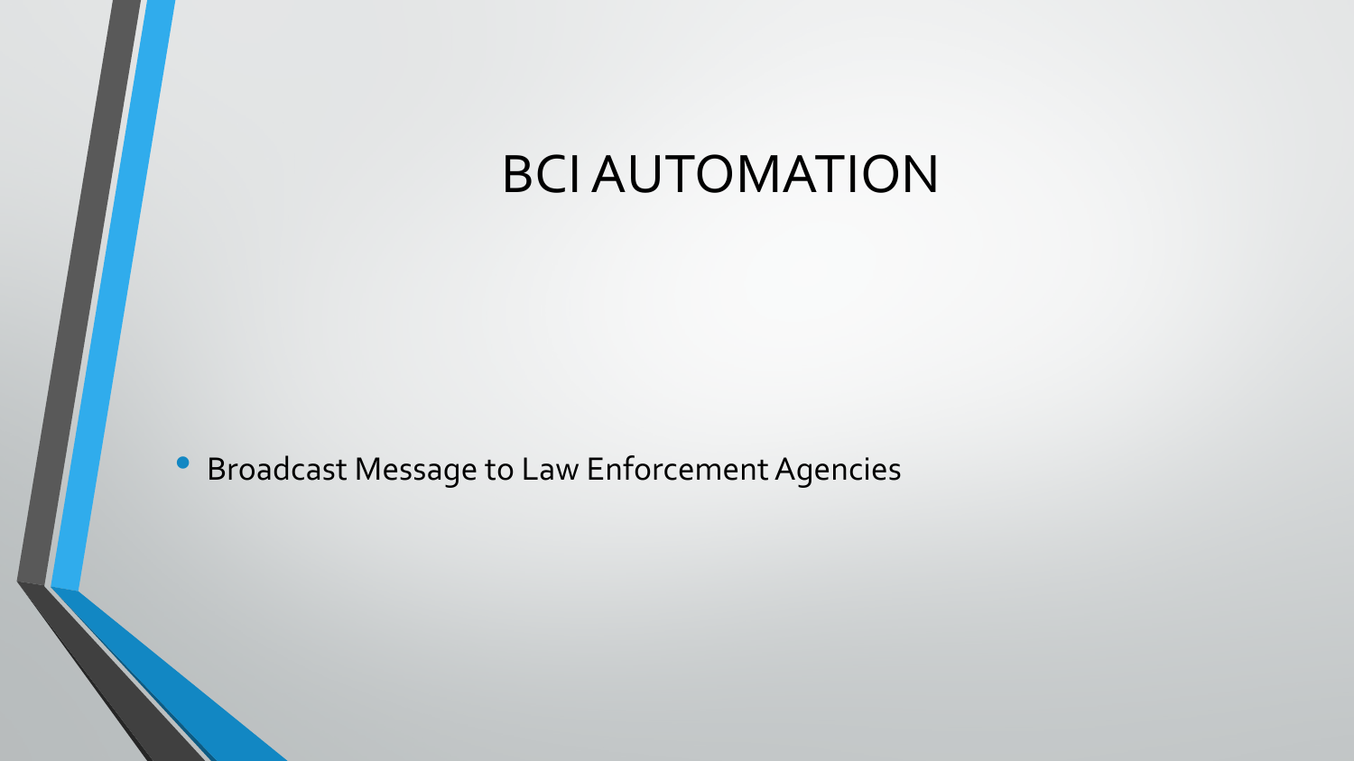# BCI AUTOMATION

- Broadcast Message to Law Enforcement Agencies